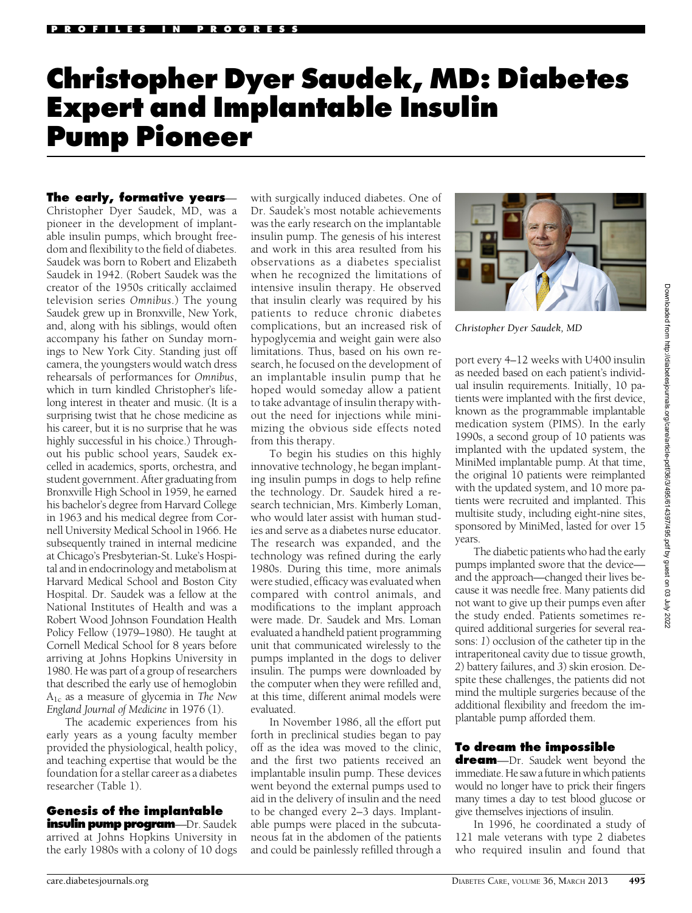# Christopher Dyer Saudek, MD: Diabetes Expert and Implantable Insulin Pump Pioneer

**The early, formative years**—Christopher Dyer Saudek, MD, was a pioneer in the development of implantable insulin pumps, which brought freedom and flexibility to the field of diabetes. Saudek was born to Robert and Elizabeth Saudek in 1942. (Robert Saudek was the creator of the 1950s critically acclaimed television series *Omnibus*.) The young Saudek grew up in Bronxville, New York, and, along with his siblings, would often accompany his father on Sunday mornings to New York City. Standing just off camera, the youngsters would watch dress rehearsals of performances for *Omnibus*, which in turn kindled Christopher's lifelong interest in theater and music. (It is a surprising twist that he chose medicine as his career, but it is no surprise that he was highly successful in his choice.) Throughout his public school years, Saudek excelled in academics, sports, orchestra, and student government. After graduating from Bronxville High School in 1959, he earned his bachelor's degree from Harvard College in 1963 and his medical degree from Cornell University Medical School in 1966. He subsequently trained in internal medicine at Chicago's Presbyterian-St. Luke's Hospital and in endocrinology and metabolism at Harvard Medical School and Boston City Hospital. Dr. Saudek was a fellow at the National Institutes of Health and was a Robert Wood Johnson Foundation Health Policy Fellow (1979–1980). He taught at Cornell Medical School for 8 years before arriving at Johns Hopkins University in 1980. He was part of a group of researchers that described the early use of hemoglobin $A_{1c}$ as a measure of glycemia in *The New England Journal of Medicine* in 1976 (1).

The academic experiences from his early years as a young faculty member provided the physiological, health policy, and teaching expertise that would be the foundation for a stellar career as a diabetes researcher (Table 1).

**Genesis of the implantable insulin pump program**—Dr. Saudek arrived at Johns Hopkins University in the early 1980s with a colony of 10 dogs with surgically induced diabetes. One of Dr. Saudek's most notable achievements was the early research on the implantable insulin pump. The genesis of his interest and work in this area resulted from his observations as a diabetes specialist when he recognized the limitations of intensive insulin therapy. He observed that insulin clearly was required by his patients to reduce chronic diabetes complications, but an increased risk of hypoglycemia and weight gain were also limitations. Thus, based on his own research, he focused on the development of an implantable insulin pump that he hoped would someday allow a patient to take advantage of insulin therapy without the need for injections while minimizing the obvious side effects noted from this therapy.

To begin his studies on this highly innovative technology, he began implanting insulin pumps in dogs to help refine the technology. Dr. Saudek hired a research technician, Mrs. Kimberly Loman, who would later assist with human studies and serve as a diabetes nurse educator. The research was expanded, and the technology was refined during the early 1980s. During this time, more animals were studied, efficacy was evaluated when compared with control animals, and modifications to the implant approach were made. Dr. Saudek and Mrs. Loman evaluated a handheld patient programming unit that communicated wirelessly to the pumps implanted in the dogs to deliver insulin. The pumps were downloaded by the computer when they were refilled and, at this time, different animal models were evaluated.

In November 1986, all the effort put forth in preclinical studies began to pay off as the idea was moved to the clinic, and the first two patients received an implantable insulin pump. These devices went beyond the external pumps used to aid in the delivery of insulin and the need to be changed every 2–3 days. Implantable pumps were placed in the subcutaneous fat in the abdomen of the patients and could be painlessly refilled through a port every 4–12 weeks with U400 insulin as needed based on each patient's individual insulin requirements. Initially, 10 patients were implanted with the first device, known as the programmable implantable medication system (PIMS). In the early 1990s, a second group of 10 patients was implanted with the updated system, the MiniMed implantable pump. At that time, the original 10 patients were reimplanted with the updated system, and 10 more patients were recruited and implanted. This multisite study, including eight-nine sites, sponsored by MiniMed, lasted for over 15 years.

*Christopher Dyer Saudek, MD*

The diabetic patients who had the early pumps implanted swore that the device—and the approach—changed their lives because it was needle free. Many patients did not want to give up their pumps even after the study ended. Patients sometimes required additional surgeries for several reasons: *1*) occlusion of the catheter tip in the intraperitoneal cavity due to tissue growth, *2*) battery failures, and *3*) skin erosion. Despite these challenges, the patients did not mind the multiple surgeries because of the additional flexibility and freedom the implantable pump afforded them.

**To dream the impossible dream**—Dr. Saudek went beyond the immediate. He saw a future in which patients would no longer have to prick their fingers many times a day to test blood glucose or give themselves injections of insulin.

In 1996, he coordinated a study of 121 male veterans with type 2 diabetes who required insulin and found that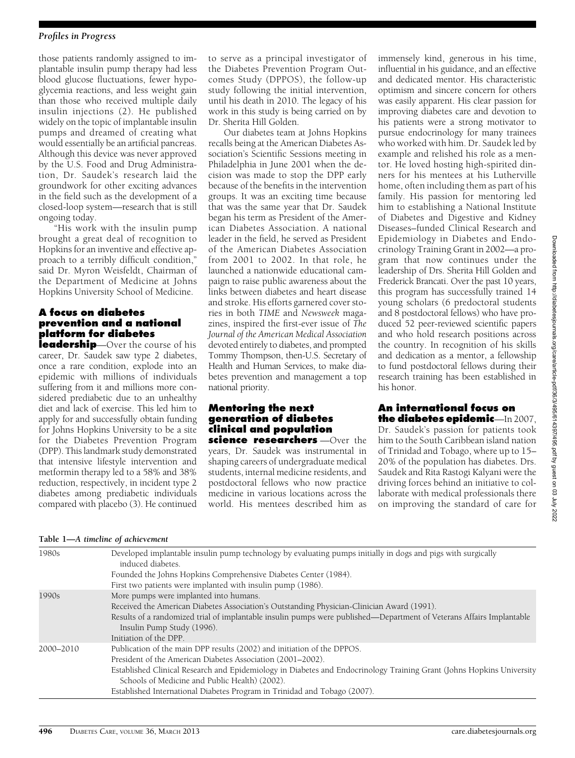those patients randomly assigned to implantable insulin pump therapy had less blood glucose fluctuations, fewer hypoglycemia reactions, and less weight gain than those who received multiple daily insulin injections (2). He published widely on the topic of implantable insulin pumps and dreamed of creating what would essentially be an artificial pancreas. Although this device was never approved by the U.S. Food and Drug Administration, Dr. Saudek's research laid the groundwork for other exciting advances in the field such as the development of a closed-loop system—research that is still ongoing today.

"His work with the insulin pump brought a great deal of recognition to Hopkins for an inventive and effective approach to a terribly difficult condition," said Dr. Myron Weisfeldt, Chairman of the Department of Medicine at Johns Hopkins University School of Medicine.

## A focus on diabetes prevention and a national platform for diabetes leadership

Over the course of his career, Dr. Saudek saw type 2 diabetes, once a rare condition, explode into an epidemic with millions of individuals suffering from it and millions more considered prediabetic due to an unhealthy diet and lack of exercise. This led him to apply for and successfully obtain funding for Johns Hopkins University to be a site for the Diabetes Prevention Program (DPP). This landmark study demonstrated that intensive lifestyle intervention and metformin therapy led to a 58% and 38% reduction, respectively, in incident type 2 diabetes among prediabetic individuals compared with placebo (3). He continued to serve as a principal investigator of the Diabetes Prevention Program Outcomes Study (DPPOS), the follow-up study following the initial intervention, until his death in 2010. The legacy of his work in this study is being carried on by Dr. Sherita Hill Golden.

Our diabetes team at Johns Hopkins recalls being at the American Diabetes Association's Scientific Sessions meeting in Philadelphia in June 2001 when the decision was made to stop the DPP early because of the benefits in the intervention groups. It was an exciting time because that was the same year that Dr. Saudek began his term as President of the American Diabetes Association. A national leader in the field, he served as President of the American Diabetes Association from 2001 to 2002. In that role, he launched a nationwide educational campaign to raise public awareness about the links between diabetes and heart disease and stroke. His efforts garnered cover stories in both *TIME* and *Newsweek* magazines, inspired the first-ever issue of *The Journal of the American Medical Association* devoted entirely to diabetes, and prompted Tommy Thompson, then-U.S. Secretary of Health and Human Services, to make diabetes prevention and management a top national priority.

## Mentoring the next generation of diabetes clinical and population science researchers

Over the years, Dr. Saudek was instrumental in shaping careers of undergraduate medical students, internal medicine residents, and postdoctoral fellows who now practice medicine in various locations across the world. His mentees described him as immensely kind, generous in his time, influential in his guidance, and an effective and dedicated mentor. His characteristic optimism and sincere concern for others was easily apparent. His clear passion for improving diabetes care and devotion to his patients were a strong motivator to pursue endocrinology for many trainees who worked with him. Dr. Saudek led by example and relished his role as a mentor. He loved hosting high-spirited dinners for his mentees at his Lutherville home, often including them as part of his family. His passion for mentoring led him to establishing a National Institute of Diabetes and Digestive and Kidney Diseases–funded Clinical Research and Epidemiology in Diabetes and Endocrinology Training Grant in 2002—a program that now continues under the leadership of Drs. Sherita Hill Golden and Frederick Brancati. Over the past 10 years, this program has successfully trained 14 young scholars (6 predoctoral students and 8 postdoctoral fellows) who have produced 52 peer-reviewed scientific papers and who hold research positions across the country. In recognition of his skills and dedication as a mentor, a fellowship to fund postdoctoral fellows during their research training has been established in his honor.

## An international focus on the diabetes epidemic

In 2007, Dr. Saudek's passion for patients took him to the South Caribbean island nation of Trinidad and Tobago, where up to 15–20% of the population has diabetes. Drs. Saudek and Rita Rastogi Kalyani were the driving forces behind an initiative to collaborate with medical professionals there on improving the standard of care for

**Table 1—*A timeline of achievement***

| | |
|---|---|
| 1980s | Developed implantable insulin pump technology by evaluating pumps initially in dogs and pigs with surgically induced diabetes. |
| | Founded the Johns Hopkins Comprehensive Diabetes Center (1984). |
| | First two patients were implanted with insulin pump (1986). |
| 1990s | More pumps were implanted into humans. |
| | Received the American Diabetes Association's Outstanding Physician-Clinician Award (1991). |
| | Results of a randomized trial of implantable insulin pumps were published—Department of Veterans Affairs Implantable Insulin Pump Study (1996). |
| | Initiation of the DPP. |
| 2000–2010 | Publication of the main DPP results (2002) and initiation of the DPPOS. |
| | President of the American Diabetes Association (2001–2002). |
| | Established Clinical Research and Epidemiology in Diabetes and Endocrinology Training Grant (Johns Hopkins University Schools of Medicine and Public Health) (2002). |
| | Established International Diabetes Program in Trinidad and Tobago (2007). |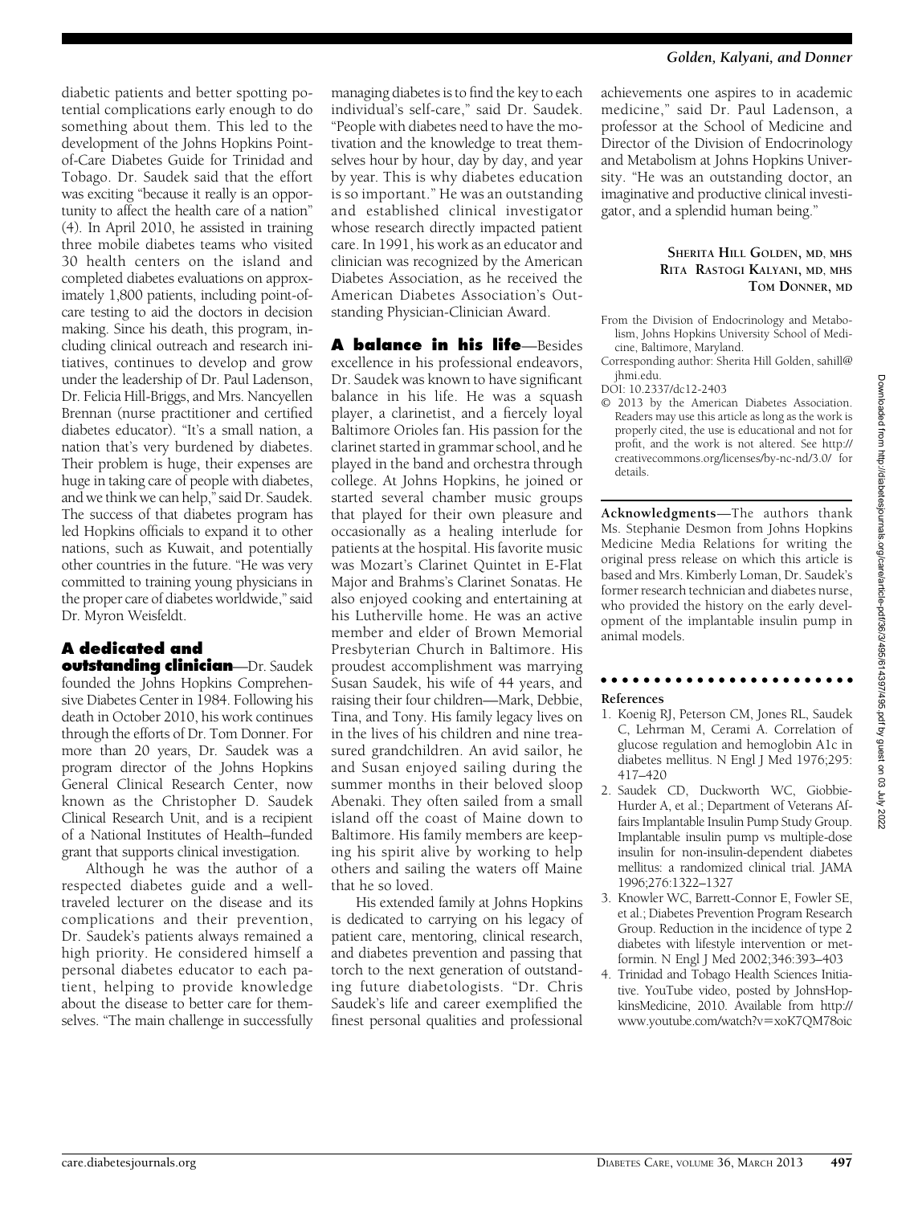diabetic patients and better spotting potential complications early enough to do something about them. This led to the development of the Johns Hopkins Point-of-Care Diabetes Guide for Trinidad and Tobago. Dr. Saudek said that the effort was exciting "because it really is an opportunity to affect the health care of a nation" (4). In April 2010, he assisted in training three mobile diabetes teams who visited 30 health centers on the island and completed diabetes evaluations on approximately 1,800 patients, including point-of-care testing to aid the doctors in decision making. Since his death, this program, including clinical outreach and research initiatives, continues to develop and grow under the leadership of Dr. Paul Ladenson, Dr. Felicia Hill-Briggs, and Mrs. Nancyellen Brennan (nurse practitioner and certified diabetes educator). "It's a small nation, a nation that's very burdened by diabetes. Their problem is huge, their expenses are huge in taking care of people with diabetes, and we think we can help," said Dr. Saudek. The success of that diabetes program has led Hopkins officials to expand it to other nations, such as Kuwait, and potentially other countries in the future. "He was very committed to training young physicians in the proper care of diabetes worldwide," said Dr. Myron Weisfeldt.

## A dedicated and outstanding clinician

Dr. Saudek founded the Johns Hopkins Comprehensive Diabetes Center in 1984. Following his death in October 2010, his work continues through the efforts of Dr. Tom Donner. For more than 20 years, Dr. Saudek was a program director of the Johns Hopkins General Clinical Research Center, now known as the Christopher D. Saudek Clinical Research Unit, and is a recipient of a National Institutes of Health–funded grant that supports clinical investigation.

Although he was the author of a respected diabetes guide and a well-traveled lecturer on the disease and its complications and their prevention, Dr. Saudek's patients always remained a high priority. He considered himself a personal diabetes educator to each patient, helping to provide knowledge about the disease to better care for themselves. "The main challenge in successfully managing diabetes is to find the key to each individual's self-care," said Dr. Saudek. "People with diabetes need to have the motivation and the knowledge to treat themselves hour by hour, day by day, and year by year. This is why diabetes education is so important." He was an outstanding and established clinical investigator whose research directly impacted patient care. In 1991, his work as an educator and clinician was recognized by the American Diabetes Association, as he received the American Diabetes Association's Outstanding Physician-Clinician Award.

## A balance in his life

Besides excellence in his professional endeavors, Dr. Saudek was known to have significant balance in his life. He was a squash player, a clarinetist, and a fiercely loyal Baltimore Orioles fan. His passion for the clarinet started in grammar school, and he played in the band and orchestra through college. At Johns Hopkins, he joined or started several chamber music groups that played for their own pleasure and occasionally as a healing interlude for patients at the hospital. His favorite music was Mozart's Clarinet Quintet in E-Flat Major and Brahms's Clarinet Sonatas. He also enjoyed cooking and entertaining at his Lutherville home. He was an active member and elder of Brown Memorial Presbyterian Church in Baltimore. His proudest accomplishment was marrying Susan Saudek, his wife of 44 years, and raising their four children—Mark, Debbie, Tina, and Tony. His family legacy lives on in the lives of his children and nine treasured grandchildren. An avid sailor, he and Susan enjoyed sailing during the summer months in their beloved sloop Abenaki. They often sailed from a small island off the coast of Maine down to Baltimore. His family members are keeping his spirit alive by working to help others and sailing the waters off Maine that he so loved.

His extended family at Johns Hopkins is dedicated to carrying on his legacy of patient care, mentoring, clinical research, and diabetes prevention and passing that torch to the next generation of outstanding future diabetologists. "Dr. Chris Saudek's life and career exemplified the finest personal qualities and professional achievements one aspires to in academic medicine," said Dr. Paul Ladenson, a professor at the School of Medicine and Director of the Division of Endocrinology and Metabolism at Johns Hopkins University. "He was an outstanding doctor, an imaginative and productive clinical investigator, and a splendid human being."

**SHERITA HILL GOLDEN, MD, MHS**
**RITA RASTOGI KALYANI, MD, MHS**
**TOM DONNER, MD**

From the Division of Endocrinology and Metabolism, Johns Hopkins University School of Medicine, Baltimore, Maryland.

Corresponding author: Sherita Hill Golden, sahill@jhmi.edu.

DOI: 10.2337/dc12-2403

© 2013 by the American Diabetes Association. Readers may use this article as long as the work is properly cited, the use is educational and not for profit, and the work is not altered. See http://creativecommons.org/licenses/by-nc-nd/3.0/ for details.

**Acknowledgments**—The authors thank Ms. Stephanie Desmon from Johns Hopkins Medicine Media Relations for writing the original press release on which this article is based and Mrs. Kimberly Loman, Dr. Saudek's former research technician and diabetes nurse, who provided the history on the early development of the implantable insulin pump in animal models.

## References

1. Koenig RJ, Peterson CM, Jones RL, Saudek C, Lehrman M, Cerami A. Correlation of glucose regulation and hemoglobin A1c in diabetes mellitus. N Engl J Med 1976;295:417–420
2. Saudek CD, Duckworth WC, Giobbie-Hurder A, et al.; Department of Veterans Affairs Implantable Insulin Pump Study Group. Implantable insulin pump vs multiple-dose insulin for non-insulin-dependent diabetes mellitus: a randomized clinical trial. JAMA 1996;276:1322–1327
3. Knowler WC, Barrett-Connor E, Fowler SE, et al.; Diabetes Prevention Program Research Group. Reduction in the incidence of type 2 diabetes with lifestyle intervention or metformin. N Engl J Med 2002;346:393–403
4. Trinidad and Tobago Health Sciences Initiative. YouTube video, posted by JohnsHopkinsMedicine, 2010. Available from http://www.youtube.com/watch?v=xoK7QM78oic